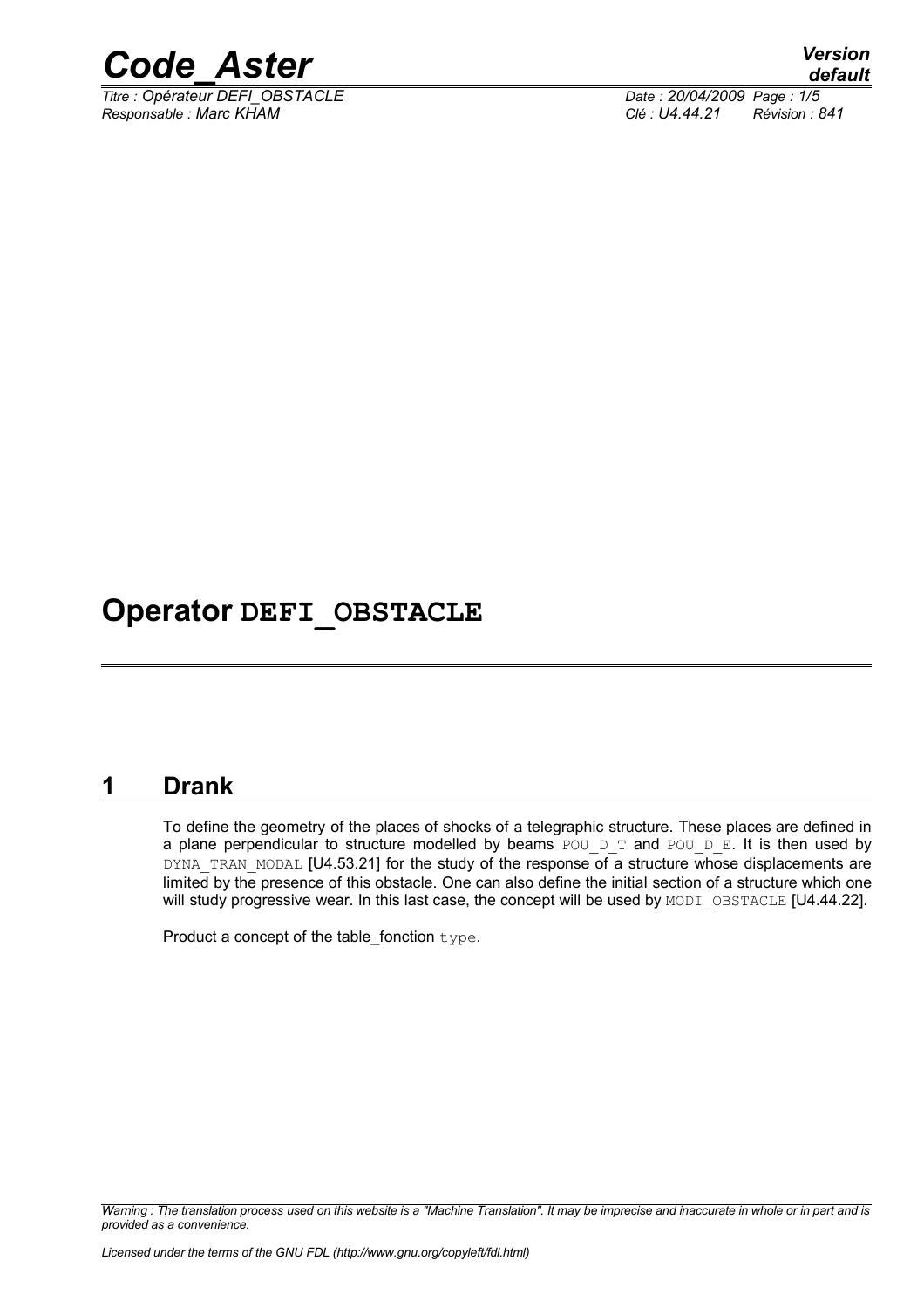# Operator DEFI_OBSTACLE

## 1 Drank

To define the geometry of the places of shocks of a telegraphic structure. These places are defined in a plane perpendicular to structure modelled by beams POU_D_T and POU_D_E. It is then used by DYNA_TRAN_MODAL [U4.53.21] for the study of the response of a structure whose displacements are limited by the presence of this obstacle. One can also define the initial section of a structure which one will study progressive wear. In this last case, the concept will be used by MODI_OBSTACLE [U4.44.22].

Product a concept of the table_fonction type.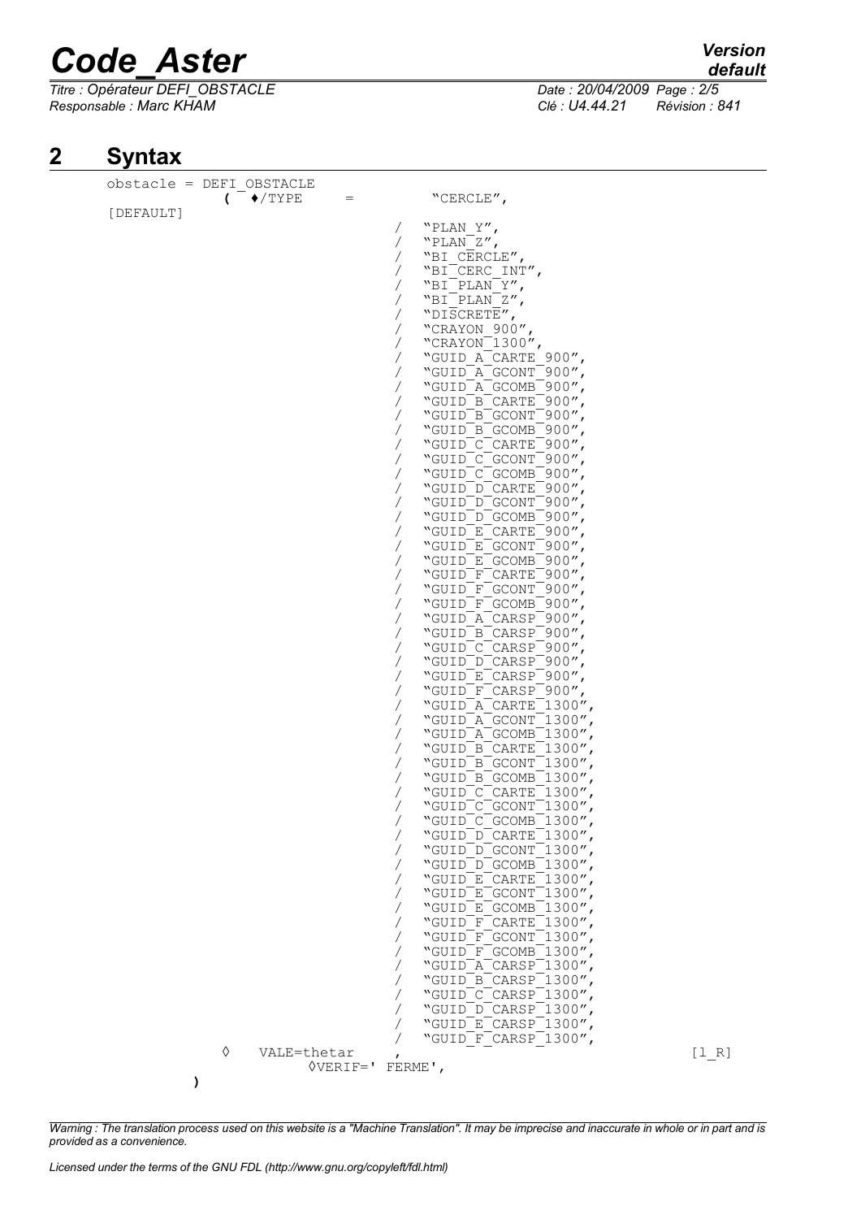# 2 Syntax

```
obstacle = DEFI_OBSTACLE
           ( ♦/TYPE    =      "CERCLE",
[DEFAULT]
                          /   "PLAN_Y",
                          /   "PLAN_Z",
                          /   "BI_CERCLE",
                          /   "BI_CERC_INT",
                          /   "BI_PLAN_Y",
                          /   "BI_PLAN_Z",
                          /   "DISCRETE",
                          /   "CRAYON_900",
                          /   "CRAYON_1300",
                          /   "GUID_A_CARTE_900",
                          /   "GUID_A_GCONT_900",
                          /   "GUID_A_GCOMB_900",
                          /   "GUID_B_CARTE_900",
                          /   "GUID_B_GCONT_900",
                          /   "GUID_B_GCOMB_900",
                          /   "GUID_C_CARTE_900",
                          /   "GUID_C_GCONT_900",
                          /   "GUID_C_GCOMB_900",
                          /   "GUID_D_CARTE_900",
                          /   "GUID_D_GCONT_900",
                          /   "GUID_D_GCOMB_900",
                          /   "GUID_E_CARTE_900",
                          /   "GUID_E_GCONT_900",
                          /   "GUID_E_GCOMB_900",
                          /   "GUID_F_CARTE_900",
                          /   "GUID_F_GCONT_900",
                          /   "GUID_F_GCOMB_900",
                          /   "GUID_A_CARSP_900",
                          /   "GUID_B_CARSP_900",
                          /   "GUID_C_CARSP_900",
                          /   "GUID_D_CARSP_900",
                          /   "GUID_E_CARSP_900",
                          /   "GUID_F_CARSP_900",
                          /   "GUID_A_CARTE_1300",
                          /   "GUID_A_GCONT_1300",
                          /   "GUID_A_GCOMB_1300",
                          /   "GUID_B_CARTE_1300",
                          /   "GUID_B_GCONT_1300",
                          /   "GUID_B_GCOMB_1300",
                          /   "GUID_C_CARTE_1300",
                          /   "GUID_C_GCONT_1300",
                          /   "GUID_C_GCOMB_1300",
                          /   "GUID_D_CARTE_1300",
                          /   "GUID_D_GCONT_1300",
                          /   "GUID_D_GCOMB_1300",
                          /   "GUID_E_CARTE_1300",
                          /   "GUID_E_GCONT_1300",
                          /   "GUID_E_GCOMB_1300",
                          /   "GUID_F_CARTE_1300",
                          /   "GUID_F_GCONT_1300",
                          /   "GUID_F_GCOMB_1300",
                          /   "GUID_A_CARSP_1300",
                          /   "GUID_B_CARSP_1300",
                          /   "GUID_C_CARSP_1300",
                          /   "GUID_D_CARSP_1300",
                          /   "GUID_E_CARSP_1300",
                          /   "GUID_F_CARSP_1300",
       ◊   VALE=thetar    ,                              [l_R]
                ◊VERIF=' FERME',
    )
```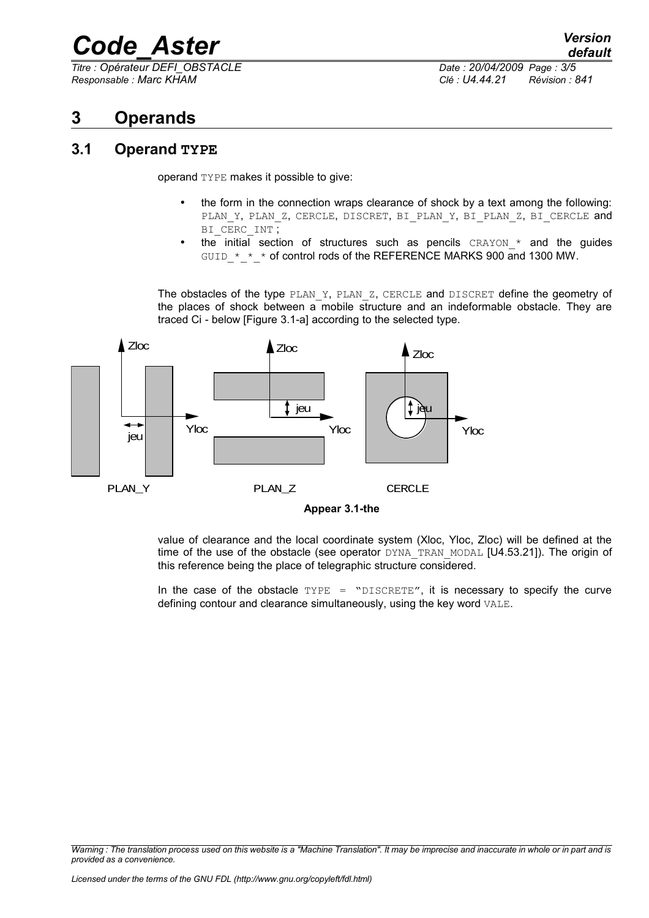# 3 Operands

## 3.1 Operand TYPE

operand TYPE makes it possible to give:

- the form in the connection wraps clearance of shock by a text among the following: PLAN_Y, PLAN_Z, CERCLE, DISCRET, BI_PLAN_Y, BI_PLAN_Z, BI_CERCLE and BI_CERC_INT ;
- the initial section of structures such as pencils CRAYON_* and the guides GUID_*_*_* of control rods of the REFERENCE MARKS 900 and 1300 MW.

The obstacles of the type PLAN_Y, PLAN_Z, CERCLE and DISCRET define the geometry of the places of shock between a mobile structure and an indeformable obstacle. They are traced Ci - below [Figure 3.1-a] according to the selected type.

Zloc jeu Yloc PLAN_Y Zloc jeu Yloc PLAN_Z Zloc jeu Yloc CERCLE

**Appear 3.1-the**

value of clearance and the local coordinate system (Xloc, Yloc, Zloc) will be defined at the time of the use of the obstacle (see operator DYNA_TRAN_MODAL [U4.53.21]). The origin of this reference being the place of telegraphic structure considered.

In the case of the obstacle TYPE = "DISCRETE", it is necessary to specify the curve defining contour and clearance simultaneously, using the key word VALE.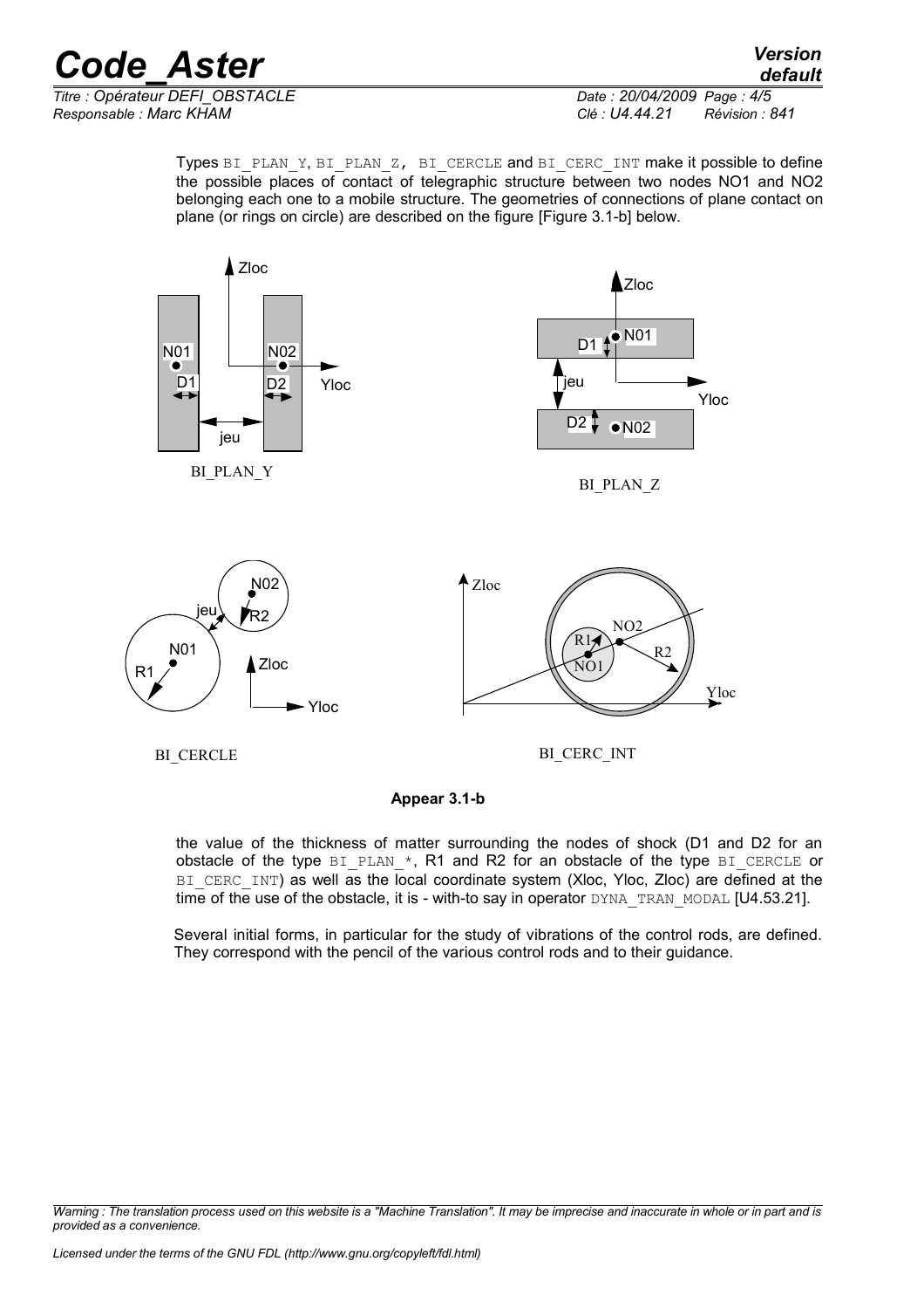Types BI_PLAN_Y, BI_PLAN_Z, BI_CERCLE and BI_CERC_INT make it possible to define the possible places of contact of telegraphic structure between two nodes NO1 and NO2 belonging each one to a mobile structure. The geometries of connections of plane contact on plane (or rings on circle) are described on the figure [Figure 3.1-b] below.

**Appear 3.1-b**

the value of the thickness of matter surrounding the nodes of shock (D1 and D2 for an obstacle of the type BI_PLAN_*, R1 and R2 for an obstacle of the type BI_CERCLE or BI_CERC_INT) as well as the local coordinate system (Xloc, Yloc, Zloc) are defined at the time of the use of the obstacle, it is - with-to say in operator DYNA_TRAN_MODAL [U4.53.21].

Several initial forms, in particular for the study of vibrations of the control rods, are defined. They correspond with the pencil of the various control rods and to their guidance.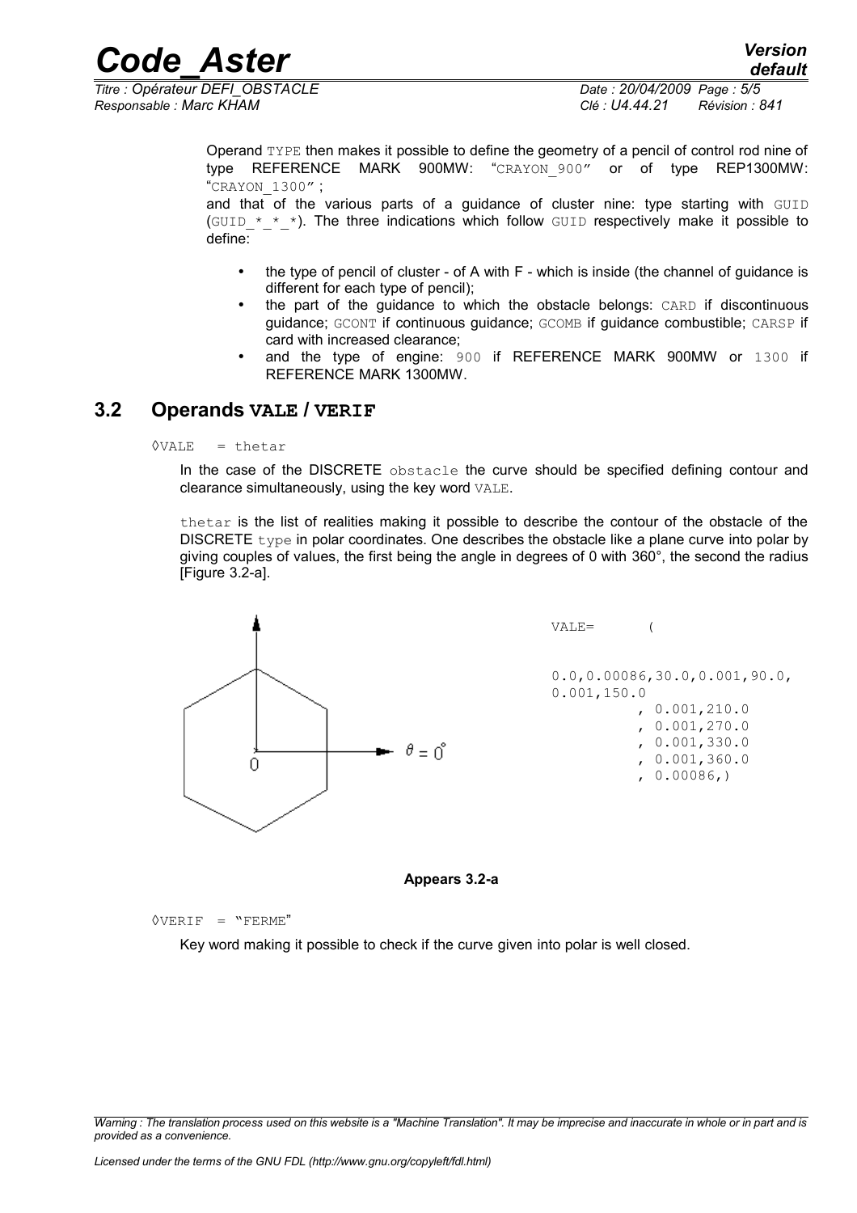Operand `TYPE` then makes it possible to define the geometry of a pencil of control rod nine of type REFERENCE MARK 900MW: "`CRAYON_900`" or of type REP1300MW: "`CRAYON_1300`";

and that of the various parts of a guidance of cluster nine: type starting with `GUID` (`GUID_*_*_*`). The three indications which follow `GUID` respectively make it possible to define:

- the type of pencil of cluster - of A with F - which is inside (the channel of guidance is different for each type of pencil);
- the part of the guidance to which the obstacle belongs: `CARD` if discontinuous guidance; `GCONT` if continuous guidance; `GCOMB` if guidance combustible; `CARSP` if card with increased clearance;
- and the type of engine: `900` if REFERENCE MARK 900MW or `1300` if REFERENCE MARK 1300MW.

## 3.2 Operands VALE / VERIF

◊VALE = thetar

In the case of the DISCRETE `obstacle` the curve should be specified defining contour and clearance simultaneously, using the key word `VALE`.

`thetar` is the list of realities making it possible to describe the contour of the obstacle of the DISCRETE `type` in polar coordinates. One describes the obstacle like a plane curve into polar by giving couples of values, the first being the angle in degrees of 0 with 360°, the second the radius [Figure 3.2-a].

$\theta = 0°$

0

```
VALE=      (
0.0,0.00086,30.0,0.001,90.0,
0.001,150.0
          , 0.001,210.0
          , 0.001,270.0
          , 0.001,330.0
          , 0.001,360.0
          , 0.00086,)
```

**Appears 3.2-a**

◊VERIF = "FERME"

Key word making it possible to check if the curve given into polar is well closed.